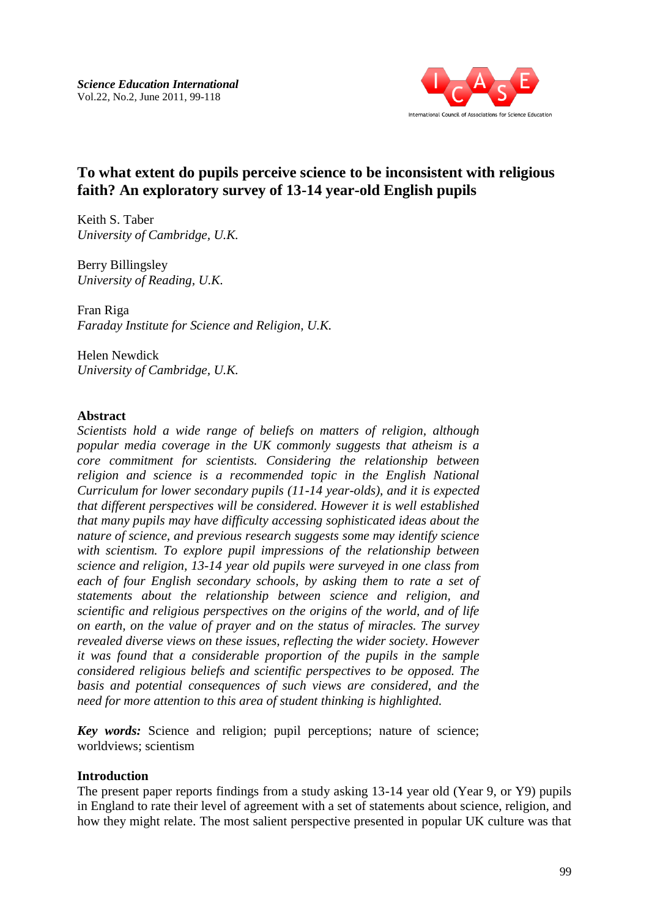# To what extent do pupils perceive science to be inconsistent with religious faith? An exploratory survey of 13-14 year-old English pupils

Keith S. Taber
*University of Cambridge, U.K.*

Berry Billingsley
*University of Reading, U.K.*

Fran Riga
*Faraday Institute for Science and Religion, U.K.*

Helen Newdick
*University of Cambridge, U.K.*

### Abstract

*Scientists hold a wide range of beliefs on matters of religion, although popular media coverage in the UK commonly suggests that atheism is a core commitment for scientists. Considering the relationship between religion and science is a recommended topic in the English National Curriculum for lower secondary pupils (11-14 year-olds), and it is expected that different perspectives will be considered. However it is well established that many pupils may have difficulty accessing sophisticated ideas about the nature of science, and previous research suggests some may identify science with scientism. To explore pupil impressions of the relationship between science and religion, 13-14 year old pupils were surveyed in one class from each of four English secondary schools, by asking them to rate a set of statements about the relationship between science and religion, and scientific and religious perspectives on the origins of the world, and of life on earth, on the value of prayer and on the status of miracles. The survey revealed diverse views on these issues, reflecting the wider society. However it was found that a considerable proportion of the pupils in the sample considered religious beliefs and scientific perspectives to be opposed. The basis and potential consequences of such views are considered, and the need for more attention to this area of student thinking is highlighted.*

***Key words:*** Science and religion; pupil perceptions; nature of science; worldviews; scientism

### Introduction

The present paper reports findings from a study asking 13-14 year old (Year 9, or Y9) pupils in England to rate their level of agreement with a set of statements about science, religion, and how they might relate. The most salient perspective presented in popular UK culture was that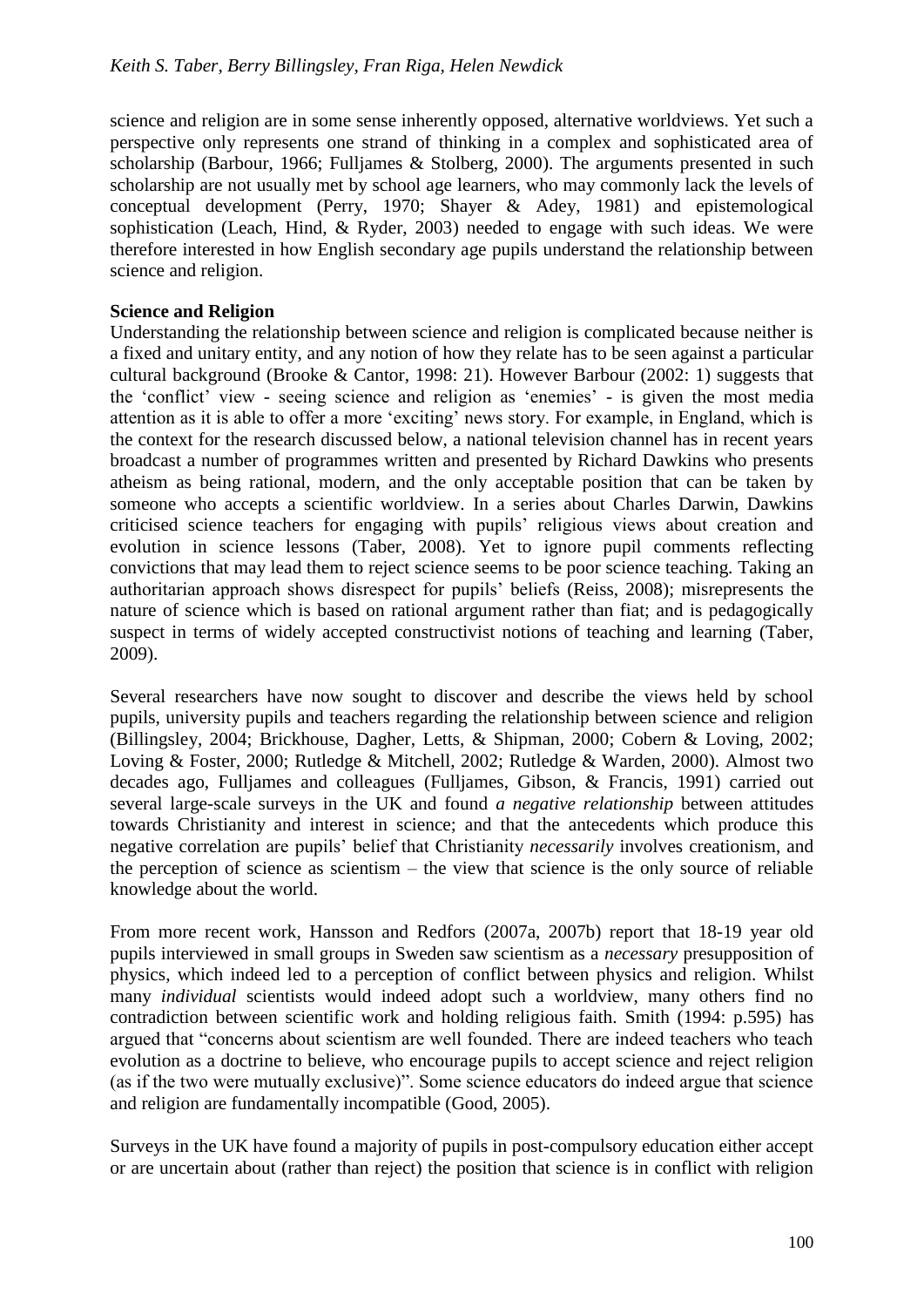science and religion are in some sense inherently opposed, alternative worldviews. Yet such a perspective only represents one strand of thinking in a complex and sophisticated area of scholarship (Barbour, 1966; Fulljames & Stolberg, 2000). The arguments presented in such scholarship are not usually met by school age learners, who may commonly lack the levels of conceptual development (Perry, 1970; Shayer & Adey, 1981) and epistemological sophistication (Leach, Hind, & Ryder, 2003) needed to engage with such ideas. We were therefore interested in how English secondary age pupils understand the relationship between science and religion.

**Science and Religion**

Understanding the relationship between science and religion is complicated because neither is a fixed and unitary entity, and any notion of how they relate has to be seen against a particular cultural background (Brooke & Cantor, 1998: 21). However Barbour (2002: 1) suggests that the 'conflict' view - seeing science and religion as 'enemies' - is given the most media attention as it is able to offer a more 'exciting' news story. For example, in England, which is the context for the research discussed below, a national television channel has in recent years broadcast a number of programmes written and presented by Richard Dawkins who presents atheism as being rational, modern, and the only acceptable position that can be taken by someone who accepts a scientific worldview. In a series about Charles Darwin, Dawkins criticised science teachers for engaging with pupils' religious views about creation and evolution in science lessons (Taber, 2008). Yet to ignore pupil comments reflecting convictions that may lead them to reject science seems to be poor science teaching. Taking an authoritarian approach shows disrespect for pupils' beliefs (Reiss, 2008); misrepresents the nature of science which is based on rational argument rather than fiat; and is pedagogically suspect in terms of widely accepted constructivist notions of teaching and learning (Taber, 2009).

Several researchers have now sought to discover and describe the views held by school pupils, university pupils and teachers regarding the relationship between science and religion (Billingsley, 2004; Brickhouse, Dagher, Letts, & Shipman, 2000; Cobern & Loving, 2002; Loving & Foster, 2000; Rutledge & Mitchell, 2002; Rutledge & Warden, 2000). Almost two decades ago, Fulljames and colleagues (Fulljames, Gibson, & Francis, 1991) carried out several large-scale surveys in the UK and found *a negative relationship* between attitudes towards Christianity and interest in science; and that the antecedents which produce this negative correlation are pupils' belief that Christianity *necessarily* involves creationism, and the perception of science as scientism – the view that science is the only source of reliable knowledge about the world.

From more recent work, Hansson and Redfors (2007a, 2007b) report that 18-19 year old pupils interviewed in small groups in Sweden saw scientism as a *necessary* presupposition of physics, which indeed led to a perception of conflict between physics and religion. Whilst many *individual* scientists would indeed adopt such a worldview, many others find no contradiction between scientific work and holding religious faith. Smith (1994: p.595) has argued that "concerns about scientism are well founded. There are indeed teachers who teach evolution as a doctrine to believe, who encourage pupils to accept science and reject religion (as if the two were mutually exclusive)". Some science educators do indeed argue that science and religion are fundamentally incompatible (Good, 2005).

Surveys in the UK have found a majority of pupils in post-compulsory education either accept or are uncertain about (rather than reject) the position that science is in conflict with religion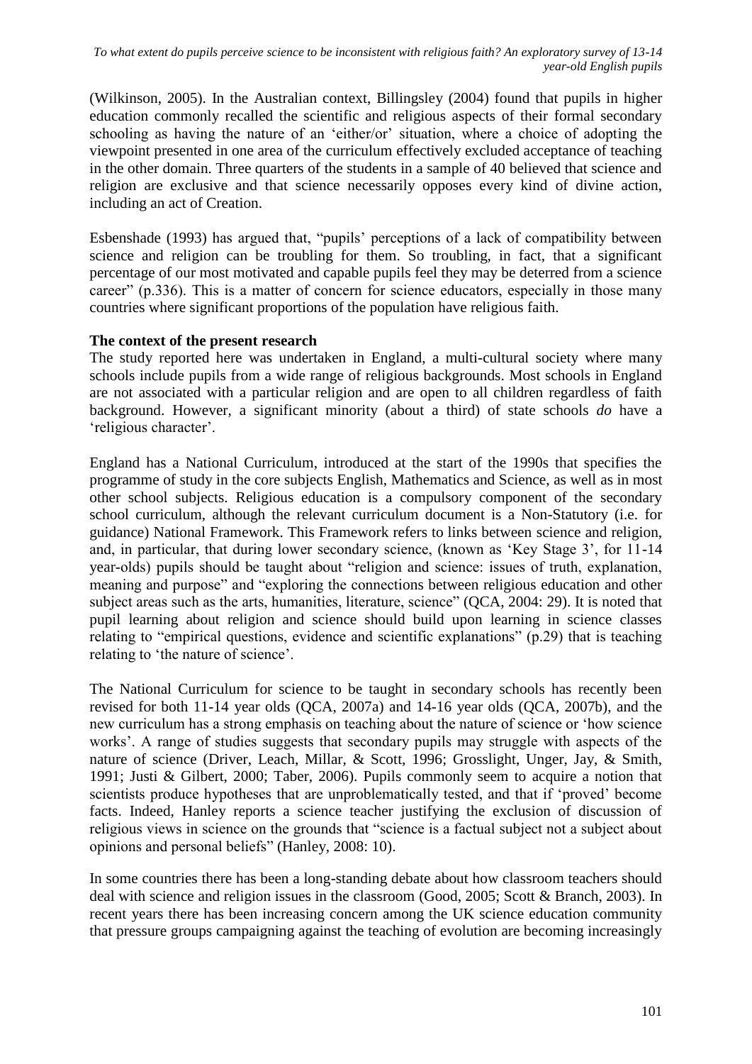(Wilkinson, 2005). In the Australian context, Billingsley (2004) found that pupils in higher education commonly recalled the scientific and religious aspects of their formal secondary schooling as having the nature of an 'either/or' situation, where a choice of adopting the viewpoint presented in one area of the curriculum effectively excluded acceptance of teaching in the other domain. Three quarters of the students in a sample of 40 believed that science and religion are exclusive and that science necessarily opposes every kind of divine action, including an act of Creation.

Esbenshade (1993) has argued that, "pupils' perceptions of a lack of compatibility between science and religion can be troubling for them. So troubling, in fact, that a significant percentage of our most motivated and capable pupils feel they may be deterred from a science career" (p.336). This is a matter of concern for science educators, especially in those many countries where significant proportions of the population have religious faith.

**The context of the present research**

The study reported here was undertaken in England, a multi-cultural society where many schools include pupils from a wide range of religious backgrounds. Most schools in England are not associated with a particular religion and are open to all children regardless of faith background. However, a significant minority (about a third) of state schools *do* have a 'religious character'.

England has a National Curriculum, introduced at the start of the 1990s that specifies the programme of study in the core subjects English, Mathematics and Science, as well as in most other school subjects. Religious education is a compulsory component of the secondary school curriculum, although the relevant curriculum document is a Non-Statutory (i.e. for guidance) National Framework. This Framework refers to links between science and religion, and, in particular, that during lower secondary science, (known as 'Key Stage 3', for 11-14 year-olds) pupils should be taught about "religion and science: issues of truth, explanation, meaning and purpose" and "exploring the connections between religious education and other subject areas such as the arts, humanities, literature, science" (QCA, 2004: 29). It is noted that pupil learning about religion and science should build upon learning in science classes relating to "empirical questions, evidence and scientific explanations" (p.29) that is teaching relating to 'the nature of science'.

The National Curriculum for science to be taught in secondary schools has recently been revised for both 11-14 year olds (QCA, 2007a) and 14-16 year olds (QCA, 2007b), and the new curriculum has a strong emphasis on teaching about the nature of science or 'how science works'. A range of studies suggests that secondary pupils may struggle with aspects of the nature of science (Driver, Leach, Millar, & Scott, 1996; Grosslight, Unger, Jay, & Smith, 1991; Justi & Gilbert, 2000; Taber, 2006). Pupils commonly seem to acquire a notion that scientists produce hypotheses that are unproblematically tested, and that if 'proved' become facts. Indeed, Hanley reports a science teacher justifying the exclusion of discussion of religious views in science on the grounds that "science is a factual subject not a subject about opinions and personal beliefs" (Hanley, 2008: 10).

In some countries there has been a long-standing debate about how classroom teachers should deal with science and religion issues in the classroom (Good, 2005; Scott & Branch, 2003). In recent years there has been increasing concern among the UK science education community that pressure groups campaigning against the teaching of evolution are becoming increasingly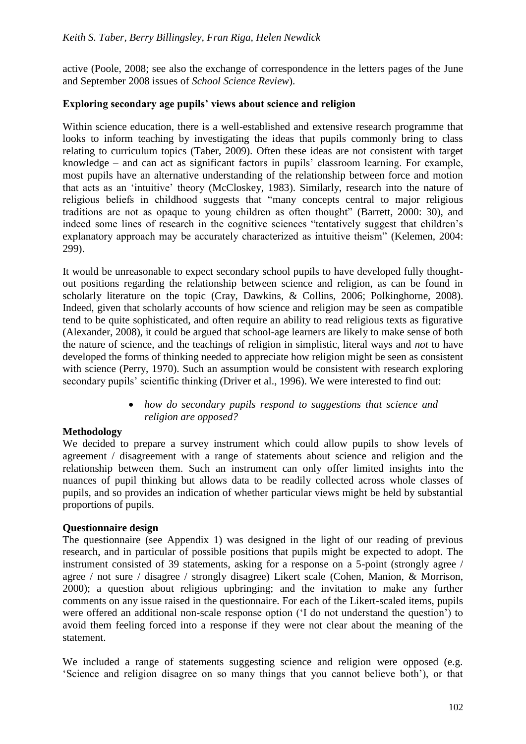active (Poole, 2008; see also the exchange of correspondence in the letters pages of the June and September 2008 issues of *School Science Review*).

### Exploring secondary age pupils' views about science and religion

Within science education, there is a well-established and extensive research programme that looks to inform teaching by investigating the ideas that pupils commonly bring to class relating to curriculum topics (Taber, 2009). Often these ideas are not consistent with target knowledge – and can act as significant factors in pupils' classroom learning. For example, most pupils have an alternative understanding of the relationship between force and motion that acts as an 'intuitive' theory (McCloskey, 1983). Similarly, research into the nature of religious beliefs in childhood suggests that "many concepts central to major religious traditions are not as opaque to young children as often thought" (Barrett, 2000: 30), and indeed some lines of research in the cognitive sciences "tentatively suggest that children's explanatory approach may be accurately characterized as intuitive theism" (Kelemen, 2004: 299).

It would be unreasonable to expect secondary school pupils to have developed fully thought-out positions regarding the relationship between science and religion, as can be found in scholarly literature on the topic (Cray, Dawkins, & Collins, 2006; Polkinghorne, 2008). Indeed, given that scholarly accounts of how science and religion may be seen as compatible tend to be quite sophisticated, and often require an ability to read religious texts as figurative (Alexander, 2008), it could be argued that school-age learners are likely to make sense of both the nature of science, and the teachings of religion in simplistic, literal ways and *not* to have developed the forms of thinking needed to appreciate how religion might be seen as consistent with science (Perry, 1970). Such an assumption would be consistent with research exploring secondary pupils' scientific thinking (Driver et al., 1996). We were interested to find out:

- *how do secondary pupils respond to suggestions that science and religion are opposed?*

### Methodology

We decided to prepare a survey instrument which could allow pupils to show levels of agreement / disagreement with a range of statements about science and religion and the relationship between them. Such an instrument can only offer limited insights into the nuances of pupil thinking but allows data to be readily collected across whole classes of pupils, and so provides an indication of whether particular views might be held by substantial proportions of pupils.

### Questionnaire design

The questionnaire (see Appendix 1) was designed in the light of our reading of previous research, and in particular of possible positions that pupils might be expected to adopt. The instrument consisted of 39 statements, asking for a response on a 5-point (strongly agree / agree / not sure / disagree / strongly disagree) Likert scale (Cohen, Manion, & Morrison, 2000); a question about religious upbringing; and the invitation to make any further comments on any issue raised in the questionnaire. For each of the Likert-scaled items, pupils were offered an additional non-scale response option ('I do not understand the question') to avoid them feeling forced into a response if they were not clear about the meaning of the statement.

We included a range of statements suggesting science and religion were opposed (e.g. 'Science and religion disagree on so many things that you cannot believe both'), or that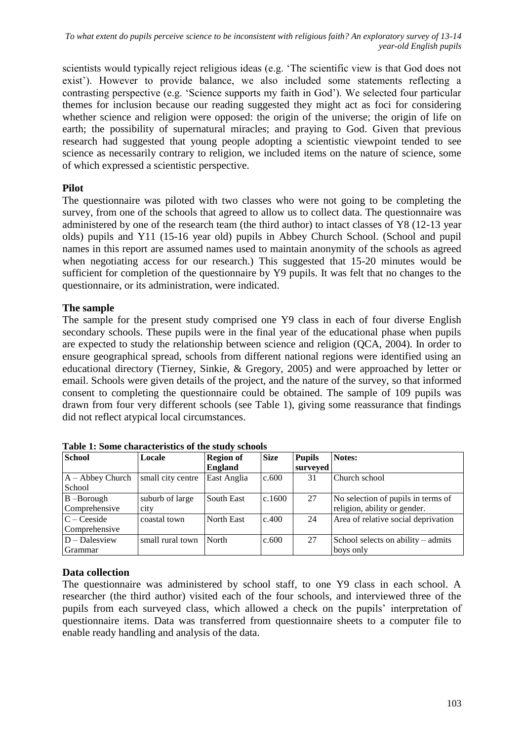scientists would typically reject religious ideas (e.g. 'The scientific view is that God does not exist'). However to provide balance, we also included some statements reflecting a contrasting perspective (e.g. 'Science supports my faith in God'). We selected four particular themes for inclusion because our reading suggested they might act as foci for considering whether science and religion were opposed: the origin of the universe; the origin of life on earth; the possibility of supernatural miracles; and praying to God. Given that previous research had suggested that young people adopting a scientistic viewpoint tended to see science as necessarily contrary to religion, we included items on the nature of science, some of which expressed a scientistic perspective.

**Pilot**

The questionnaire was piloted with two classes who were not going to be completing the survey, from one of the schools that agreed to allow us to collect data. The questionnaire was administered by one of the research team (the third author) to intact classes of Y8 (12-13 year olds) pupils and Y11 (15-16 year old) pupils in Abbey Church School. (School and pupil names in this report are assumed names used to maintain anonymity of the schools as agreed when negotiating access for our research.) This suggested that 15-20 minutes would be sufficient for completion of the questionnaire by Y9 pupils. It was felt that no changes to the questionnaire, or its administration, were indicated.

**The sample**

The sample for the present study comprised one Y9 class in each of four diverse English secondary schools. These pupils were in the final year of the educational phase when pupils are expected to study the relationship between science and religion (QCA, 2004). In order to ensure geographical spread, schools from different national regions were identified using an educational directory (Tierney, Sinkie, & Gregory, 2005) and were approached by letter or email. Schools were given details of the project, and the nature of the survey, so that informed consent to completing the questionnaire could be obtained. The sample of 109 pupils was drawn from four very different schools (see Table 1), giving some reassurance that findings did not reflect atypical local circumstances.

**Table 1: Some characteristics of the study schools**

| School | Locale | Region of England | Size | Pupils surveyed | Notes: |
|---|---|---|---|---|---|
| A – Abbey Church School | small city centre | East Anglia | c.600 | 31 | Church school |
| B –Borough Comprehensive | suburb of large city | South East | c.1600 | 27 | No selection of pupils in terms of religion, ability or gender. |
| C – Ceeside Comprehensive | coastal town | North East | c.400 | 24 | Area of relative social deprivation |
| D – Dalesview Grammar | small rural town | North | c.600 | 27 | School selects on ability – admits boys only |

**Data collection**

The questionnaire was administered by school staff, to one Y9 class in each school. A researcher (the third author) visited each of the four schools, and interviewed three of the pupils from each surveyed class, which allowed a check on the pupils' interpretation of questionnaire items. Data was transferred from questionnaire sheets to a computer file to enable ready handling and analysis of the data.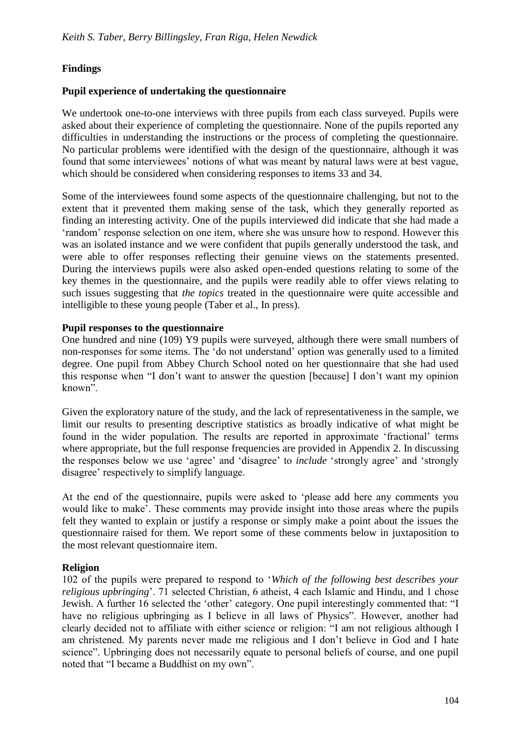## Findings

### Pupil experience of undertaking the questionnaire

We undertook one-to-one interviews with three pupils from each class surveyed. Pupils were asked about their experience of completing the questionnaire. None of the pupils reported any difficulties in understanding the instructions or the process of completing the questionnaire. No particular problems were identified with the design of the questionnaire, although it was found that some interviewees' notions of what was meant by natural laws were at best vague, which should be considered when considering responses to items 33 and 34.

Some of the interviewees found some aspects of the questionnaire challenging, but not to the extent that it prevented them making sense of the task, which they generally reported as finding an interesting activity. One of the pupils interviewed did indicate that she had made a 'random' response selection on one item, where she was unsure how to respond. However this was an isolated instance and we were confident that pupils generally understood the task, and were able to offer responses reflecting their genuine views on the statements presented. During the interviews pupils were also asked open-ended questions relating to some of the key themes in the questionnaire, and the pupils were readily able to offer views relating to such issues suggesting that *the topics* treated in the questionnaire were quite accessible and intelligible to these young people (Taber et al., In press).

### Pupil responses to the questionnaire

One hundred and nine (109) Y9 pupils were surveyed, although there were small numbers of non-responses for some items. The 'do not understand' option was generally used to a limited degree. One pupil from Abbey Church School noted on her questionnaire that she had used this response when "I don't want to answer the question [because] I don't want my opinion known".

Given the exploratory nature of the study, and the lack of representativeness in the sample, we limit our results to presenting descriptive statistics as broadly indicative of what might be found in the wider population. The results are reported in approximate 'fractional' terms where appropriate, but the full response frequencies are provided in Appendix 2. In discussing the responses below we use 'agree' and 'disagree' to *include* 'strongly agree' and 'strongly disagree' respectively to simplify language.

At the end of the questionnaire, pupils were asked to 'please add here any comments you would like to make'. These comments may provide insight into those areas where the pupils felt they wanted to explain or justify a response or simply make a point about the issues the questionnaire raised for them. We report some of these comments below in juxtaposition to the most relevant questionnaire item.

### Religion

102 of the pupils were prepared to respond to '*Which of the following best describes your religious upbringing*'. 71 selected Christian, 6 atheist, 4 each Islamic and Hindu, and 1 chose Jewish. A further 16 selected the 'other' category. One pupil interestingly commented that: "I have no religious upbringing as I believe in all laws of Physics". However, another had clearly decided not to affiliate with either science or religion: "I am not religious although I am christened. My parents never made me religious and I don't believe in God and I hate science". Upbringing does not necessarily equate to personal beliefs of course, and one pupil noted that "I became a Buddhist on my own".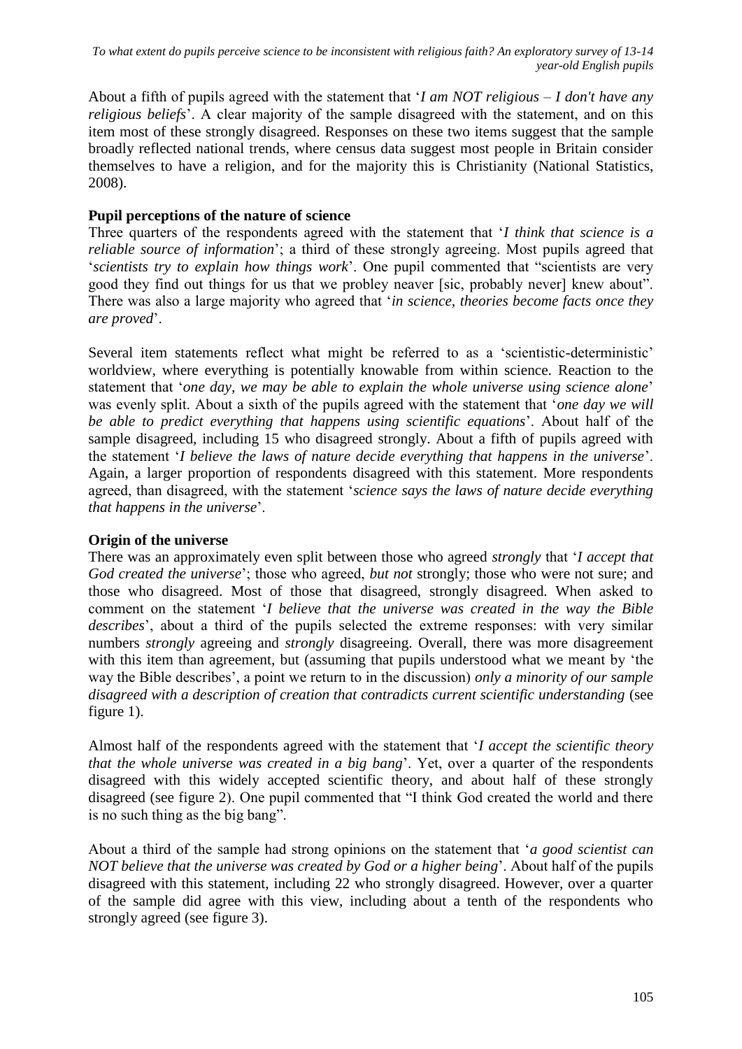About a fifth of pupils agreed with the statement that '*I am NOT religious – I don't have any religious beliefs*'. A clear majority of the sample disagreed with the statement, and on this item most of these strongly disagreed. Responses on these two items suggest that the sample broadly reflected national trends, where census data suggest most people in Britain consider themselves to have a religion, and for the majority this is Christianity (National Statistics, 2008).

**Pupil perceptions of the nature of science**

Three quarters of the respondents agreed with the statement that '*I think that science is a reliable source of information*'; a third of these strongly agreeing. Most pupils agreed that '*scientists try to explain how things work*'. One pupil commented that "scientists are very good they find out things for us that we probley neaver [sic, probably never] knew about". There was also a large majority who agreed that '*in science, theories become facts once they are proved*'.

Several item statements reflect what might be referred to as a 'scientistic-deterministic' worldview, where everything is potentially knowable from within science. Reaction to the statement that '*one day, we may be able to explain the whole universe using science alone*' was evenly split. About a sixth of the pupils agreed with the statement that '*one day we will be able to predict everything that happens using scientific equations*'. About half of the sample disagreed, including 15 who disagreed strongly. About a fifth of pupils agreed with the statement '*I believe the laws of nature decide everything that happens in the universe*'. Again, a larger proportion of respondents disagreed with this statement. More respondents agreed, than disagreed, with the statement '*science says the laws of nature decide everything that happens in the universe*'.

**Origin of the universe**

There was an approximately even split between those who agreed *strongly* that '*I accept that God created the universe*'; those who agreed, *but not* strongly; those who were not sure; and those who disagreed. Most of those that disagreed, strongly disagreed. When asked to comment on the statement '*I believe that the universe was created in the way the Bible describes*', about a third of the pupils selected the extreme responses: with very similar numbers *strongly* agreeing and *strongly* disagreeing. Overall, there was more disagreement with this item than agreement, but (assuming that pupils understood what we meant by 'the way the Bible describes', a point we return to in the discussion) *only a minority of our sample disagreed with a description of creation that contradicts current scientific understanding* (see figure 1).

Almost half of the respondents agreed with the statement that '*I accept the scientific theory that the whole universe was created in a big bang*'. Yet, over a quarter of the respondents disagreed with this widely accepted scientific theory, and about half of these strongly disagreed (see figure 2). One pupil commented that "I think God created the world and there is no such thing as the big bang".

About a third of the sample had strong opinions on the statement that '*a good scientist can NOT believe that the universe was created by God or a higher being*'. About half of the pupils disagreed with this statement, including 22 who strongly disagreed. However, over a quarter of the sample did agree with this view, including about a tenth of the respondents who strongly agreed (see figure 3).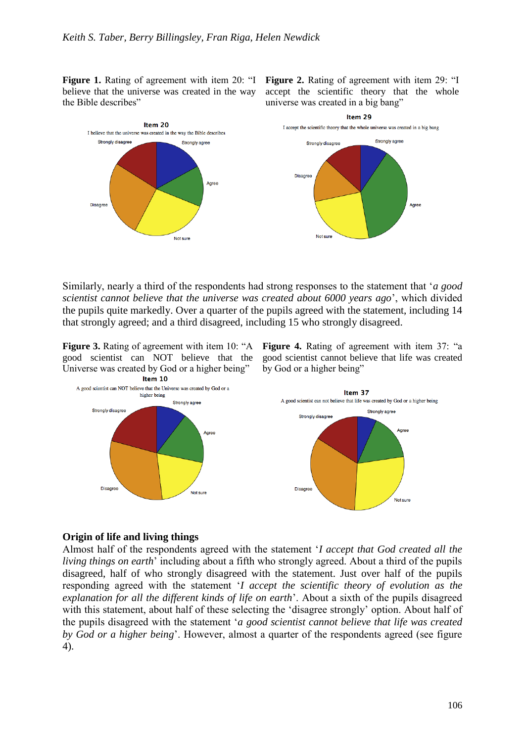**Figure 1.** Rating of agreement with item 20: "I believe that the universe was created in the way the Bible describes"

**Figure 2.** Rating of agreement with item 29: "I accept the scientific theory that the whole universe was created in a big bang"

Similarly, nearly a third of the respondents had strong responses to the statement that '*a good scientist cannot believe that the universe was created about 6000 years ago*', which divided the pupils quite markedly. Over a quarter of the pupils agreed with the statement, including 14 that strongly agreed; and a third disagreed, including 15 who strongly disagreed.

**Figure 3.** Rating of agreement with item 10: "A good scientist can NOT believe that the Universe was created by God or a higher being"

**Figure 4.** Rating of agreement with item 37: "a good scientist cannot believe that life was created by God or a higher being"

## Origin of life and living things

Almost half of the respondents agreed with the statement '*I accept that God created all the living things on earth*' including about a fifth who strongly agreed. About a third of the pupils disagreed, half of who strongly disagreed with the statement. Just over half of the pupils responding agreed with the statement '*I accept the scientific theory of evolution as the explanation for all the different kinds of life on earth*'. About a sixth of the pupils disagreed with this statement, about half of these selecting the 'disagree strongly' option. About half of the pupils disagreed with the statement '*a good scientist cannot believe that life was created by God or a higher being*'. However, almost a quarter of the respondents agreed (see figure 4).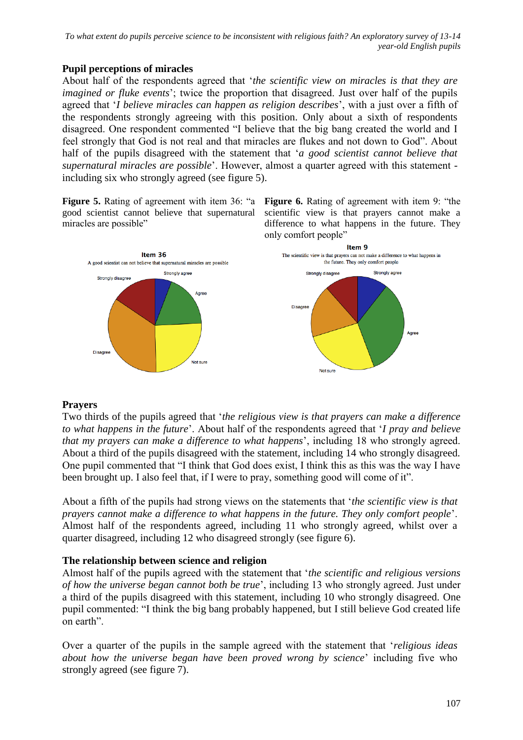## Pupil perceptions of miracles

About half of the respondents agreed that '*the scientific view on miracles is that they are imagined or fluke events*'; twice the proportion that disagreed. Just over half of the pupils agreed that '*I believe miracles can happen as religion describes*', with a just over a fifth of the respondents strongly agreeing with this position. Only about a sixth of respondents disagreed. One respondent commented "I believe that the big bang created the world and I feel strongly that God is not real and that miracles are flukes and not down to God". About half of the pupils disagreed with the statement that '*a good scientist cannot believe that supernatural miracles are possible*'. However, almost a quarter agreed with this statement - including six who strongly agreed (see figure 5).

**Figure 5.** Rating of agreement with item 36: "a good scientist cannot believe that supernatural miracles are possible"

**Figure 6.** Rating of agreement with item 9: "the scientific view is that prayers cannot make a difference to what happens in the future. They only comfort people"

## Prayers

Two thirds of the pupils agreed that '*the religious view is that prayers can make a difference to what happens in the future*'. About half of the respondents agreed that '*I pray and believe that my prayers can make a difference to what happens*', including 18 who strongly agreed. About a third of the pupils disagreed with the statement, including 14 who strongly disagreed. One pupil commented that "I think that God does exist, I think this as this was the way I have been brought up. I also feel that, if I were to pray, something good will come of it".

About a fifth of the pupils had strong views on the statements that '*the scientific view is that prayers cannot make a difference to what happens in the future. They only comfort people*'. Almost half of the respondents agreed, including 11 who strongly agreed, whilst over a quarter disagreed, including 12 who disagreed strongly (see figure 6).

## The relationship between science and religion

Almost half of the pupils agreed with the statement that '*the scientific and religious versions of how the universe began cannot both be true*', including 13 who strongly agreed. Just under a third of the pupils disagreed with this statement, including 10 who strongly disagreed. One pupil commented: "I think the big bang probably happened, but I still believe God created life on earth".

Over a quarter of the pupils in the sample agreed with the statement that '*religious ideas about how the universe began have been proved wrong by science*' including five who strongly agreed (see figure 7).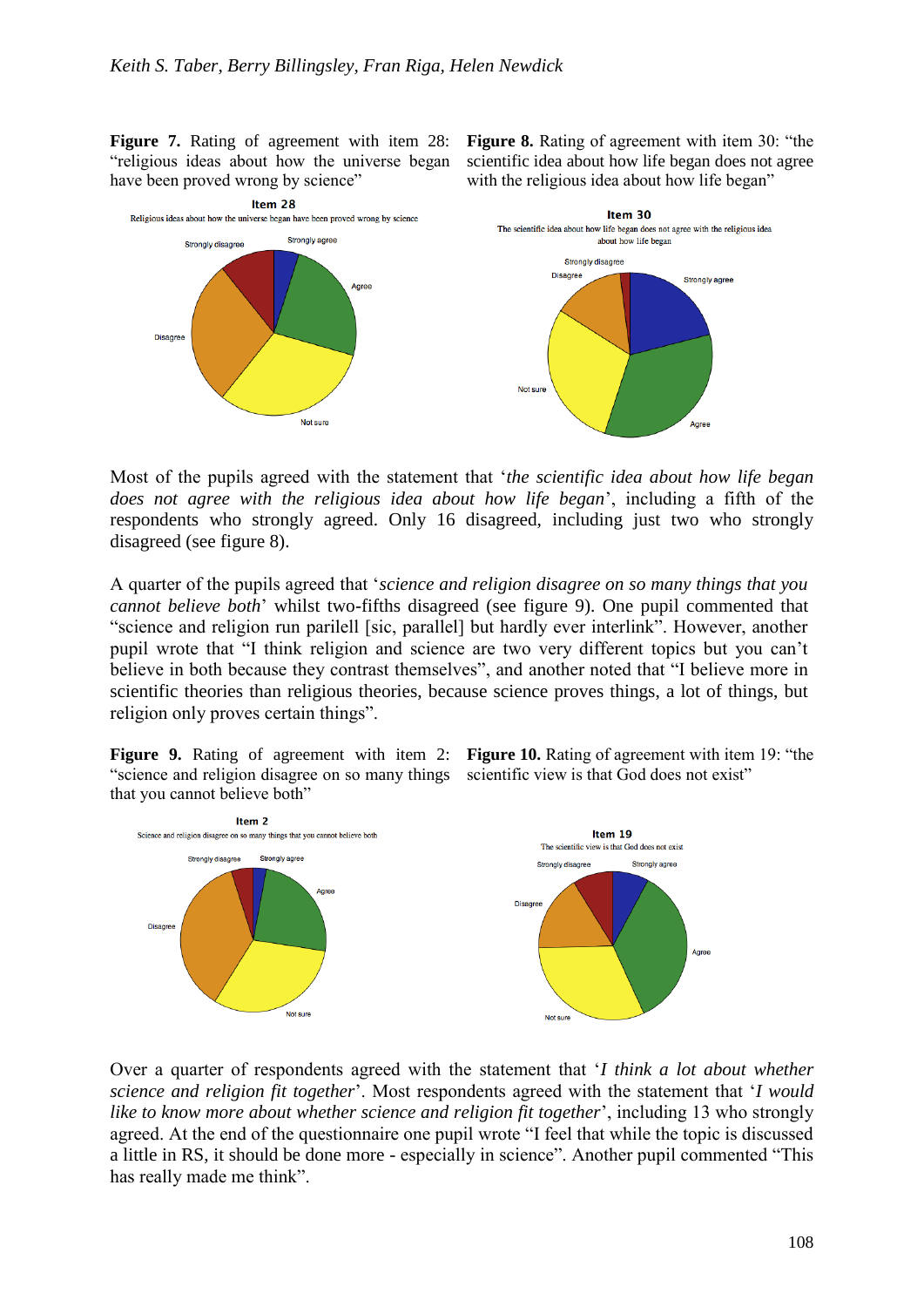**Figure 7.** Rating of agreement with item 28: "religious ideas about how the universe began have been proved wrong by science"

**Figure 8.** Rating of agreement with item 30: "the scientific idea about how life began does not agree with the religious idea about how life began"

Most of the pupils agreed with the statement that '*the scientific idea about how life began does not agree with the religious idea about how life began*', including a fifth of the respondents who strongly agreed. Only 16 disagreed, including just two who strongly disagreed (see figure 8).

A quarter of the pupils agreed that '*science and religion disagree on so many things that you cannot believe both*' whilst two-fifths disagreed (see figure 9). One pupil commented that "science and religion run parilell [sic, parallel] but hardly ever interlink". However, another pupil wrote that "I think religion and science are two very different topics but you can't believe in both because they contrast themselves", and another noted that "I believe more in scientific theories than religious theories, because science proves things, a lot of things, but religion only proves certain things".

**Figure 9.** Rating of agreement with item 2: "science and religion disagree on so many things that you cannot believe both"

**Figure 10.** Rating of agreement with item 19: "the scientific view is that God does not exist"

Over a quarter of respondents agreed with the statement that '*I think a lot about whether science and religion fit together*'. Most respondents agreed with the statement that '*I would like to know more about whether science and religion fit together*', including 13 who strongly agreed. At the end of the questionnaire one pupil wrote "I feel that while the topic is discussed a little in RS, it should be done more - especially in science". Another pupil commented "This has really made me think".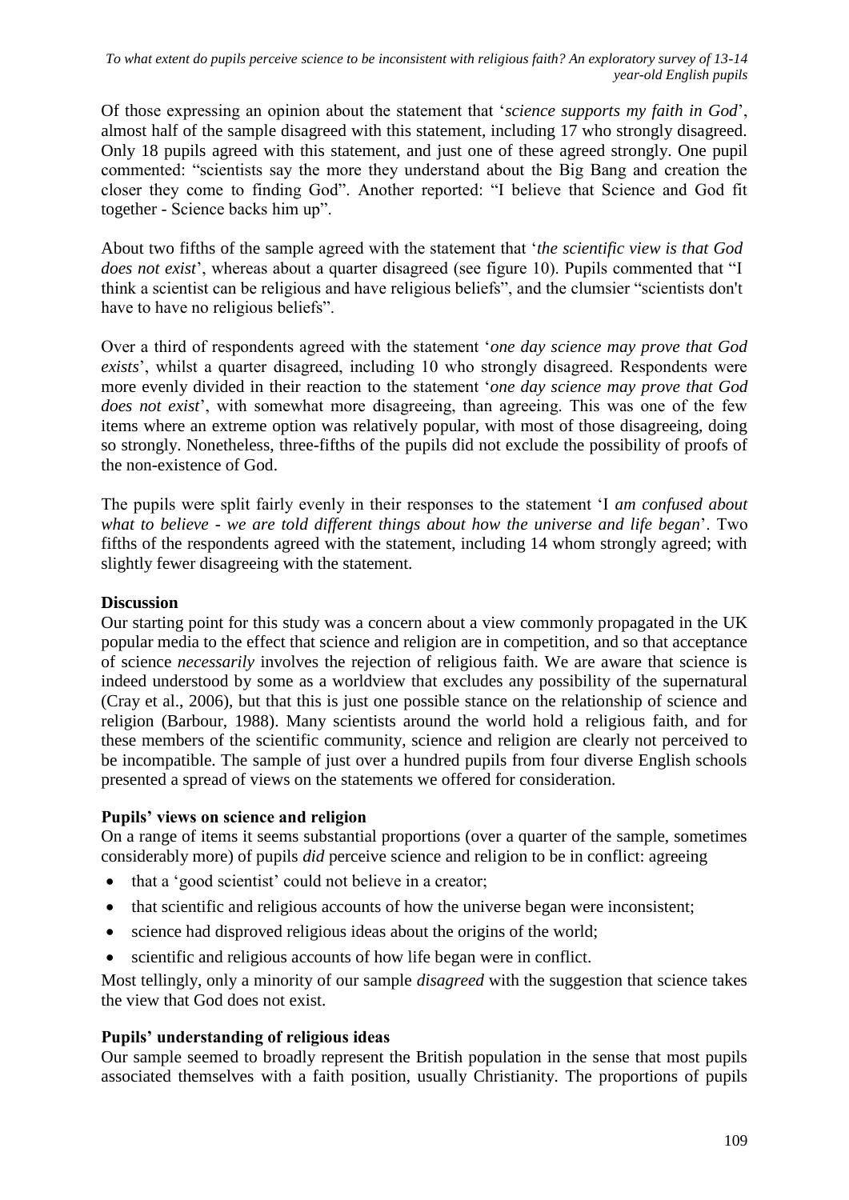Of those expressing an opinion about the statement that '*science supports my faith in God*', almost half of the sample disagreed with this statement, including 17 who strongly disagreed. Only 18 pupils agreed with this statement, and just one of these agreed strongly. One pupil commented: "scientists say the more they understand about the Big Bang and creation the closer they come to finding God". Another reported: "I believe that Science and God fit together - Science backs him up".

About two fifths of the sample agreed with the statement that '*the scientific view is that God does not exist*', whereas about a quarter disagreed (see figure 10). Pupils commented that "I think a scientist can be religious and have religious beliefs", and the clumsier "scientists don't have to have no religious beliefs".

Over a third of respondents agreed with the statement '*one day science may prove that God exists*', whilst a quarter disagreed, including 10 who strongly disagreed. Respondents were more evenly divided in their reaction to the statement '*one day science may prove that God does not exist*', with somewhat more disagreeing, than agreeing. This was one of the few items where an extreme option was relatively popular, with most of those disagreeing, doing so strongly. Nonetheless, three-fifths of the pupils did not exclude the possibility of proofs of the non-existence of God.

The pupils were split fairly evenly in their responses to the statement 'I *am confused about what to believe - we are told different things about how the universe and life began*'. Two fifths of the respondents agreed with the statement, including 14 whom strongly agreed; with slightly fewer disagreeing with the statement.

**Discussion**

Our starting point for this study was a concern about a view commonly propagated in the UK popular media to the effect that science and religion are in competition, and so that acceptance of science *necessarily* involves the rejection of religious faith. We are aware that science is indeed understood by some as a worldview that excludes any possibility of the supernatural (Cray et al., 2006), but that this is just one possible stance on the relationship of science and religion (Barbour, 1988). Many scientists around the world hold a religious faith, and for these members of the scientific community, science and religion are clearly not perceived to be incompatible. The sample of just over a hundred pupils from four diverse English schools presented a spread of views on the statements we offered for consideration.

**Pupils' views on science and religion**

On a range of items it seems substantial proportions (over a quarter of the sample, sometimes considerably more) of pupils *did* perceive science and religion to be in conflict: agreeing

- that a 'good scientist' could not believe in a creator;
- that scientific and religious accounts of how the universe began were inconsistent;
- science had disproved religious ideas about the origins of the world;
- scientific and religious accounts of how life began were in conflict.

Most tellingly, only a minority of our sample *disagreed* with the suggestion that science takes the view that God does not exist.

**Pupils' understanding of religious ideas**

Our sample seemed to broadly represent the British population in the sense that most pupils associated themselves with a faith position, usually Christianity. The proportions of pupils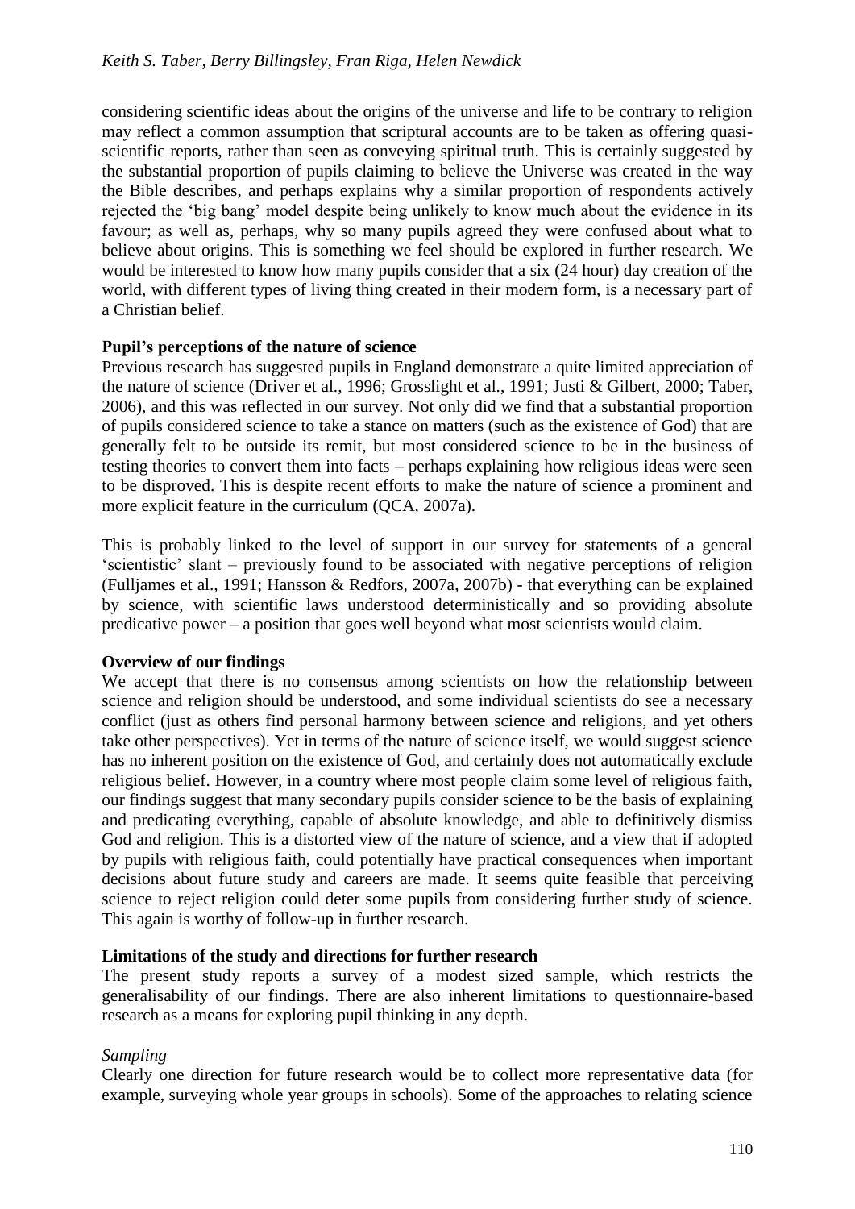considering scientific ideas about the origins of the universe and life to be contrary to religion may reflect a common assumption that scriptural accounts are to be taken as offering quasi-scientific reports, rather than seen as conveying spiritual truth. This is certainly suggested by the substantial proportion of pupils claiming to believe the Universe was created in the way the Bible describes, and perhaps explains why a similar proportion of respondents actively rejected the 'big bang' model despite being unlikely to know much about the evidence in its favour; as well as, perhaps, why so many pupils agreed they were confused about what to believe about origins. This is something we feel should be explored in further research. We would be interested to know how many pupils consider that a six (24 hour) day creation of the world, with different types of living thing created in their modern form, is a necessary part of a Christian belief.

**Pupil's perceptions of the nature of science**

Previous research has suggested pupils in England demonstrate a quite limited appreciation of the nature of science (Driver et al., 1996; Grosslight et al., 1991; Justi & Gilbert, 2000; Taber, 2006), and this was reflected in our survey. Not only did we find that a substantial proportion of pupils considered science to take a stance on matters (such as the existence of God) that are generally felt to be outside its remit, but most considered science to be in the business of testing theories to convert them into facts – perhaps explaining how religious ideas were seen to be disproved. This is despite recent efforts to make the nature of science a prominent and more explicit feature in the curriculum (QCA, 2007a).

This is probably linked to the level of support in our survey for statements of a general 'scientistic' slant – previously found to be associated with negative perceptions of religion (Fulljames et al., 1991; Hansson & Redfors, 2007a, 2007b) - that everything can be explained by science, with scientific laws understood deterministically and so providing absolute predicative power – a position that goes well beyond what most scientists would claim.

**Overview of our findings**

We accept that there is no consensus among scientists on how the relationship between science and religion should be understood, and some individual scientists do see a necessary conflict (just as others find personal harmony between science and religions, and yet others take other perspectives). Yet in terms of the nature of science itself, we would suggest science has no inherent position on the existence of God, and certainly does not automatically exclude religious belief. However, in a country where most people claim some level of religious faith, our findings suggest that many secondary pupils consider science to be the basis of explaining and predicating everything, capable of absolute knowledge, and able to definitively dismiss God and religion. This is a distorted view of the nature of science, and a view that if adopted by pupils with religious faith, could potentially have practical consequences when important decisions about future study and careers are made. It seems quite feasible that perceiving science to reject religion could deter some pupils from considering further study of science. This again is worthy of follow-up in further research.

**Limitations of the study and directions for further research**

The present study reports a survey of a modest sized sample, which restricts the generalisability of our findings. There are also inherent limitations to questionnaire-based research as a means for exploring pupil thinking in any depth.

*Sampling*

Clearly one direction for future research would be to collect more representative data (for example, surveying whole year groups in schools). Some of the approaches to relating science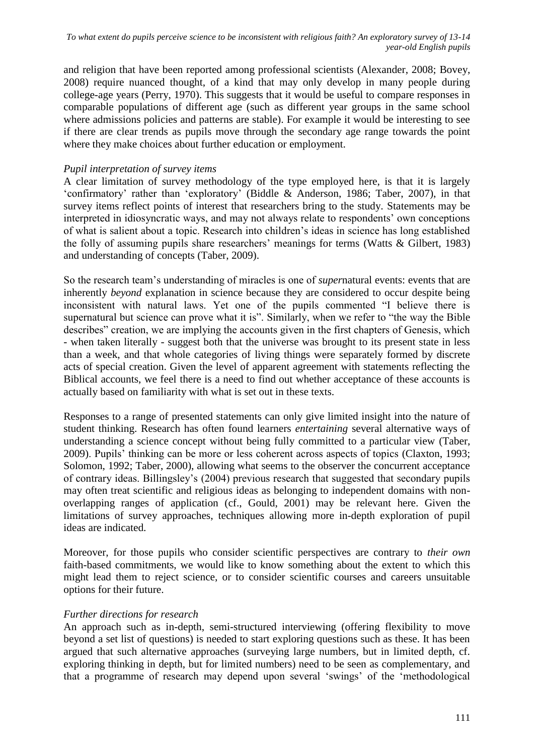and religion that have been reported among professional scientists (Alexander, 2008; Bovey, 2008) require nuanced thought, of a kind that may only develop in many people during college-age years (Perry, 1970). This suggests that it would be useful to compare responses in comparable populations of different age (such as different year groups in the same school where admissions policies and patterns are stable). For example it would be interesting to see if there are clear trends as pupils move through the secondary age range towards the point where they make choices about further education or employment.

*Pupil interpretation of survey items*

A clear limitation of survey methodology of the type employed here, is that it is largely 'confirmatory' rather than 'exploratory' (Biddle & Anderson, 1986; Taber, 2007), in that survey items reflect points of interest that researchers bring to the study. Statements may be interpreted in idiosyncratic ways, and may not always relate to respondents' own conceptions of what is salient about a topic. Research into children's ideas in science has long established the folly of assuming pupils share researchers' meanings for terms (Watts & Gilbert, 1983) and understanding of concepts (Taber, 2009).

So the research team's understanding of miracles is one of *super*natural events: events that are inherently *beyond* explanation in science because they are considered to occur despite being inconsistent with natural laws. Yet one of the pupils commented "I believe there is supernatural but science can prove what it is". Similarly, when we refer to "the way the Bible describes" creation, we are implying the accounts given in the first chapters of Genesis, which - when taken literally - suggest both that the universe was brought to its present state in less than a week, and that whole categories of living things were separately formed by discrete acts of special creation. Given the level of apparent agreement with statements reflecting the Biblical accounts, we feel there is a need to find out whether acceptance of these accounts is actually based on familiarity with what is set out in these texts.

Responses to a range of presented statements can only give limited insight into the nature of student thinking. Research has often found learners *entertaining* several alternative ways of understanding a science concept without being fully committed to a particular view (Taber, 2009). Pupils' thinking can be more or less coherent across aspects of topics (Claxton, 1993; Solomon, 1992; Taber, 2000), allowing what seems to the observer the concurrent acceptance of contrary ideas. Billingsley's (2004) previous research that suggested that secondary pupils may often treat scientific and religious ideas as belonging to independent domains with non-overlapping ranges of application (cf., Gould, 2001) may be relevant here. Given the limitations of survey approaches, techniques allowing more in-depth exploration of pupil ideas are indicated.

Moreover, for those pupils who consider scientific perspectives are contrary to *their own* faith-based commitments, we would like to know something about the extent to which this might lead them to reject science, or to consider scientific courses and careers unsuitable options for their future.

*Further directions for research*

An approach such as in-depth, semi-structured interviewing (offering flexibility to move beyond a set list of questions) is needed to start exploring questions such as these. It has been argued that such alternative approaches (surveying large numbers, but in limited depth, cf. exploring thinking in depth, but for limited numbers) need to be seen as complementary, and that a programme of research may depend upon several 'swings' of the 'methodological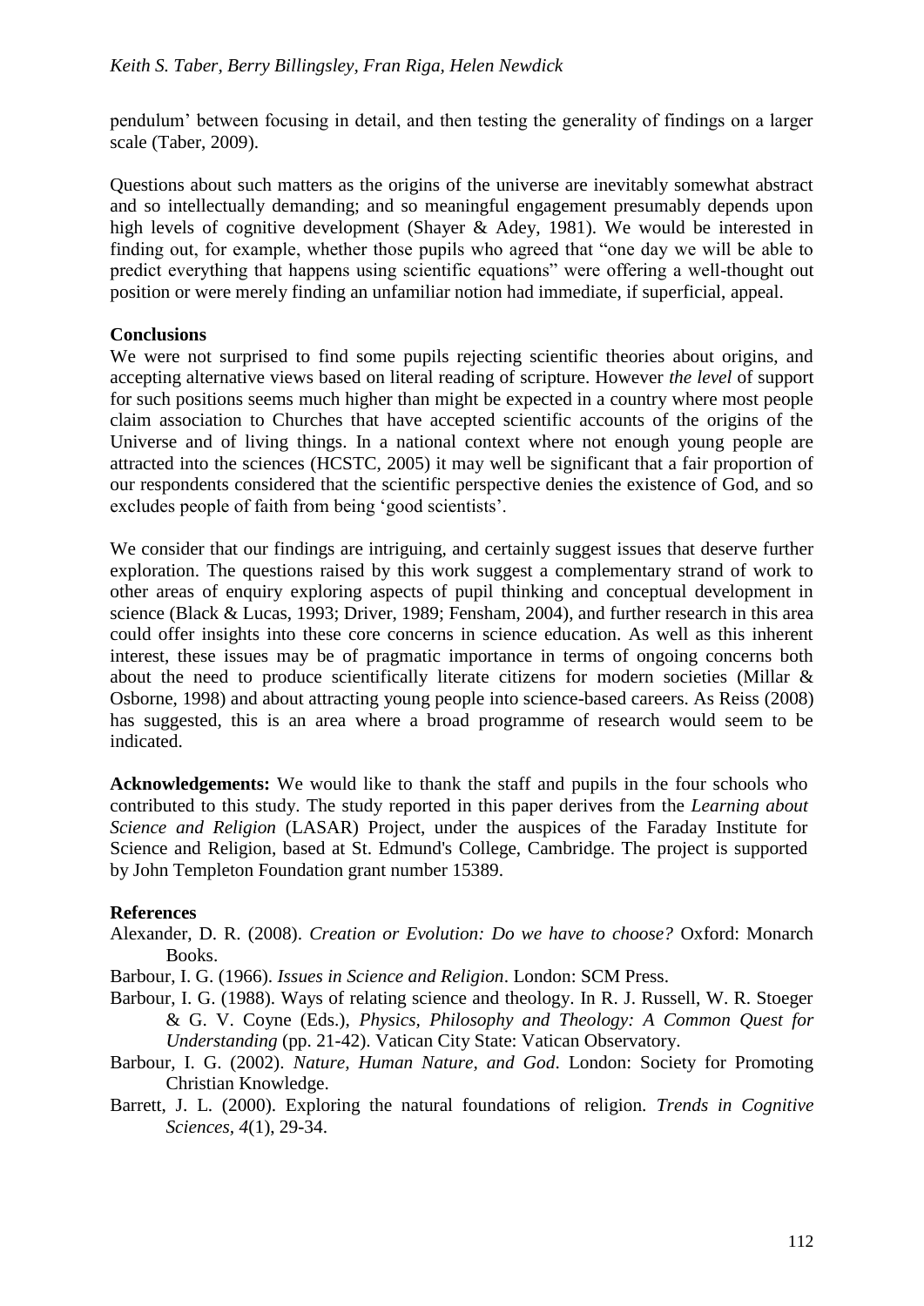pendulum' between focusing in detail, and then testing the generality of findings on a larger scale (Taber, 2009).

Questions about such matters as the origins of the universe are inevitably somewhat abstract and so intellectually demanding; and so meaningful engagement presumably depends upon high levels of cognitive development (Shayer & Adey, 1981). We would be interested in finding out, for example, whether those pupils who agreed that "one day we will be able to predict everything that happens using scientific equations" were offering a well-thought out position or were merely finding an unfamiliar notion had immediate, if superficial, appeal.

**Conclusions**

We were not surprised to find some pupils rejecting scientific theories about origins, and accepting alternative views based on literal reading of scripture. However *the level* of support for such positions seems much higher than might be expected in a country where most people claim association to Churches that have accepted scientific accounts of the origins of the Universe and of living things. In a national context where not enough young people are attracted into the sciences (HCSTC, 2005) it may well be significant that a fair proportion of our respondents considered that the scientific perspective denies the existence of God, and so excludes people of faith from being 'good scientists'.

We consider that our findings are intriguing, and certainly suggest issues that deserve further exploration. The questions raised by this work suggest a complementary strand of work to other areas of enquiry exploring aspects of pupil thinking and conceptual development in science (Black & Lucas, 1993; Driver, 1989; Fensham, 2004), and further research in this area could offer insights into these core concerns in science education. As well as this inherent interest, these issues may be of pragmatic importance in terms of ongoing concerns both about the need to produce scientifically literate citizens for modern societies (Millar & Osborne, 1998) and about attracting young people into science-based careers. As Reiss (2008) has suggested, this is an area where a broad programme of research would seem to be indicated.

**Acknowledgements:** We would like to thank the staff and pupils in the four schools who contributed to this study. The study reported in this paper derives from the *Learning about Science and Religion* (LASAR) Project, under the auspices of the Faraday Institute for Science and Religion, based at St. Edmund's College, Cambridge. The project is supported by John Templeton Foundation grant number 15389.

**References**

Alexander, D. R. (2008). *Creation or Evolution: Do we have to choose?* Oxford: Monarch Books.

Barbour, I. G. (1966). *Issues in Science and Religion*. London: SCM Press.

Barbour, I. G. (1988). Ways of relating science and theology. In R. J. Russell, W. R. Stoeger & G. V. Coyne (Eds.), *Physics, Philosophy and Theology: A Common Quest for Understanding* (pp. 21-42). Vatican City State: Vatican Observatory.

Barbour, I. G. (2002). *Nature, Human Nature, and God*. London: Society for Promoting Christian Knowledge.

Barrett, J. L. (2000). Exploring the natural foundations of religion. *Trends in Cognitive Sciences, 4*(1), 29-34.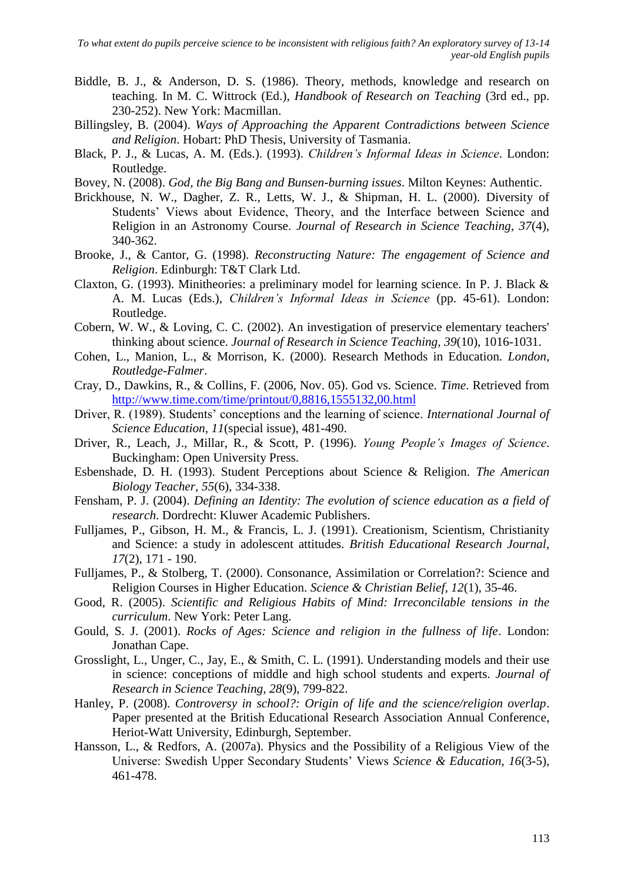Biddle, B. J., & Anderson, D. S. (1986). Theory, methods, knowledge and research on teaching. In M. C. Wittrock (Ed.), *Handbook of Research on Teaching* (3rd ed., pp. 230-252). New York: Macmillan.

Billingsley, B. (2004). *Ways of Approaching the Apparent Contradictions between Science and Religion*. Hobart: PhD Thesis, University of Tasmania.

Black, P. J., & Lucas, A. M. (Eds.). (1993). *Children's Informal Ideas in Science*. London: Routledge.

Bovey, N. (2008). *God, the Big Bang and Bunsen-burning issues*. Milton Keynes: Authentic.

Brickhouse, N. W., Dagher, Z. R., Letts, W. J., & Shipman, H. L. (2000). Diversity of Students' Views about Evidence, Theory, and the Interface between Science and Religion in an Astronomy Course. *Journal of Research in Science Teaching, 37*(4), 340-362.

Brooke, J., & Cantor, G. (1998). *Reconstructing Nature: The engagement of Science and Religion*. Edinburgh: T&T Clark Ltd.

Claxton, G. (1993). Minitheories: a preliminary model for learning science. In P. J. Black & A. M. Lucas (Eds.), *Children's Informal Ideas in Science* (pp. 45-61). London: Routledge.

Cobern, W. W., & Loving, C. C. (2002). An investigation of preservice elementary teachers' thinking about science. *Journal of Research in Science Teaching, 39*(10), 1016-1031.

Cohen, L., Manion, L., & Morrison, K. (2000). Research Methods in Education. *London, Routledge-Falmer*.

Cray, D., Dawkins, R., & Collins, F. (2006, Nov. 05). God vs. Science. *Time*. Retrieved from http://www.time.com/time/printout/0,8816,1555132,00.html

Driver, R. (1989). Students' conceptions and the learning of science. *International Journal of Science Education, 11*(special issue), 481-490.

Driver, R., Leach, J., Millar, R., & Scott, P. (1996). *Young People's Images of Science*. Buckingham: Open University Press.

Esbenshade, D. H. (1993). Student Perceptions about Science & Religion. *The American Biology Teacher, 55*(6), 334-338.

Fensham, P. J. (2004). *Defining an Identity: The evolution of science education as a field of research*. Dordrecht: Kluwer Academic Publishers.

Fulljames, P., Gibson, H. M., & Francis, L. J. (1991). Creationism, Scientism, Christianity and Science: a study in adolescent attitudes. *British Educational Research Journal, 17*(2), 171 - 190.

Fulljames, P., & Stolberg, T. (2000). Consonance, Assimilation or Correlation?: Science and Religion Courses in Higher Education. *Science & Christian Belief, 12*(1), 35-46.

Good, R. (2005). *Scientific and Religious Habits of Mind: Irreconcilable tensions in the curriculum*. New York: Peter Lang.

Gould, S. J. (2001). *Rocks of Ages: Science and religion in the fullness of life*. London: Jonathan Cape.

Grosslight, L., Unger, C., Jay, E., & Smith, C. L. (1991). Understanding models and their use in science: conceptions of middle and high school students and experts. *Journal of Research in Science Teaching, 28*(9), 799-822.

Hanley, P. (2008). *Controversy in school?: Origin of life and the science/religion overlap*. Paper presented at the British Educational Research Association Annual Conference, Heriot-Watt University, Edinburgh, September.

Hansson, L., & Redfors, A. (2007a). Physics and the Possibility of a Religious View of the Universe: Swedish Upper Secondary Students' Views *Science & Education, 16*(3-5), 461-478.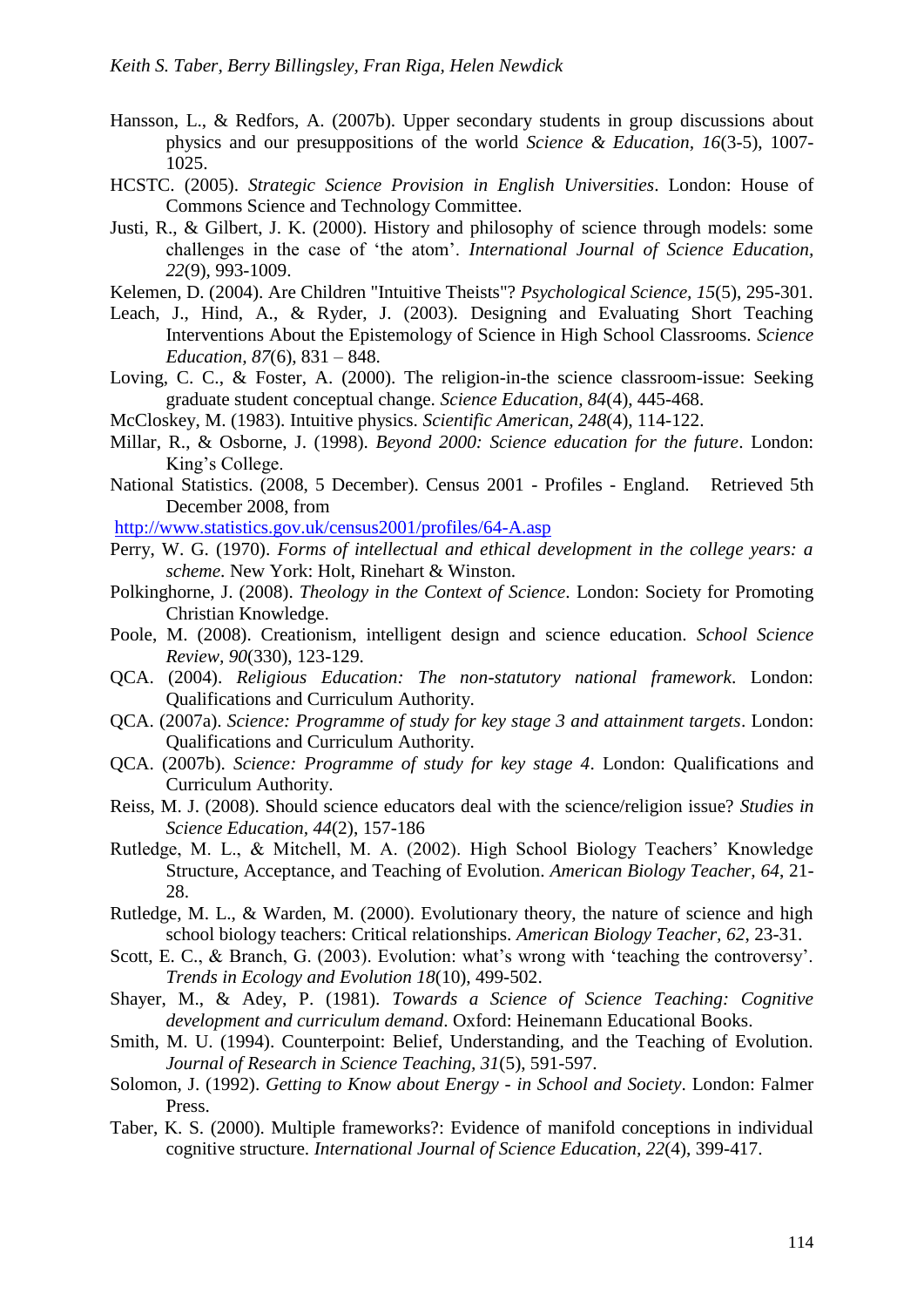Hansson, L., & Redfors, A. (2007b). Upper secondary students in group discussions about physics and our presuppositions of the world *Science & Education, 16*(3-5), 1007-1025.

HCSTC. (2005). *Strategic Science Provision in English Universities*. London: House of Commons Science and Technology Committee.

Justi, R., & Gilbert, J. K. (2000). History and philosophy of science through models: some challenges in the case of 'the atom'. *International Journal of Science Education, 22*(9), 993-1009.

Kelemen, D. (2004). Are Children "Intuitive Theists"? *Psychological Science, 15*(5), 295-301.

Leach, J., Hind, A., & Ryder, J. (2003). Designing and Evaluating Short Teaching Interventions About the Epistemology of Science in High School Classrooms. *Science Education, 87*(6), 831 – 848.

Loving, C. C., & Foster, A. (2000). The religion-in-the science classroom-issue: Seeking graduate student conceptual change. *Science Education, 84*(4), 445-468.

McCloskey, M. (1983). Intuitive physics. *Scientific American, 248*(4), 114-122.

Millar, R., & Osborne, J. (1998). *Beyond 2000: Science education for the future*. London: King's College.

National Statistics. (2008, 5 December). Census 2001 - Profiles - England. Retrieved 5th December 2008, from http://www.statistics.gov.uk/census2001/profiles/64-A.asp

Perry, W. G. (1970). *Forms of intellectual and ethical development in the college years: a scheme*. New York: Holt, Rinehart & Winston.

Polkinghorne, J. (2008). *Theology in the Context of Science*. London: Society for Promoting Christian Knowledge.

Poole, M. (2008). Creationism, intelligent design and science education. *School Science Review, 90*(330), 123-129.

QCA. (2004). *Religious Education: The non-statutory national framework*. London: Qualifications and Curriculum Authority.

QCA. (2007a). *Science: Programme of study for key stage 3 and attainment targets*. London: Qualifications and Curriculum Authority.

QCA. (2007b). *Science: Programme of study for key stage 4*. London: Qualifications and Curriculum Authority.

Reiss, M. J. (2008). Should science educators deal with the science/religion issue? *Studies in Science Education, 44*(2), 157-186

Rutledge, M. L., & Mitchell, M. A. (2002). High School Biology Teachers' Knowledge Structure, Acceptance, and Teaching of Evolution. *American Biology Teacher, 64*, 21-28.

Rutledge, M. L., & Warden, M. (2000). Evolutionary theory, the nature of science and high school biology teachers: Critical relationships. *American Biology Teacher, 62*, 23-31.

Scott, E. C., & Branch, G. (2003). Evolution: what's wrong with 'teaching the controversy'. *Trends in Ecology and Evolution 18*(10), 499-502.

Shayer, M., & Adey, P. (1981). *Towards a Science of Science Teaching: Cognitive development and curriculum demand*. Oxford: Heinemann Educational Books.

Smith, M. U. (1994). Counterpoint: Belief, Understanding, and the Teaching of Evolution. *Journal of Research in Science Teaching, 31*(5), 591-597.

Solomon, J. (1992). *Getting to Know about Energy - in School and Society*. London: Falmer Press.

Taber, K. S. (2000). Multiple frameworks?: Evidence of manifold conceptions in individual cognitive structure. *International Journal of Science Education, 22*(4), 399-417.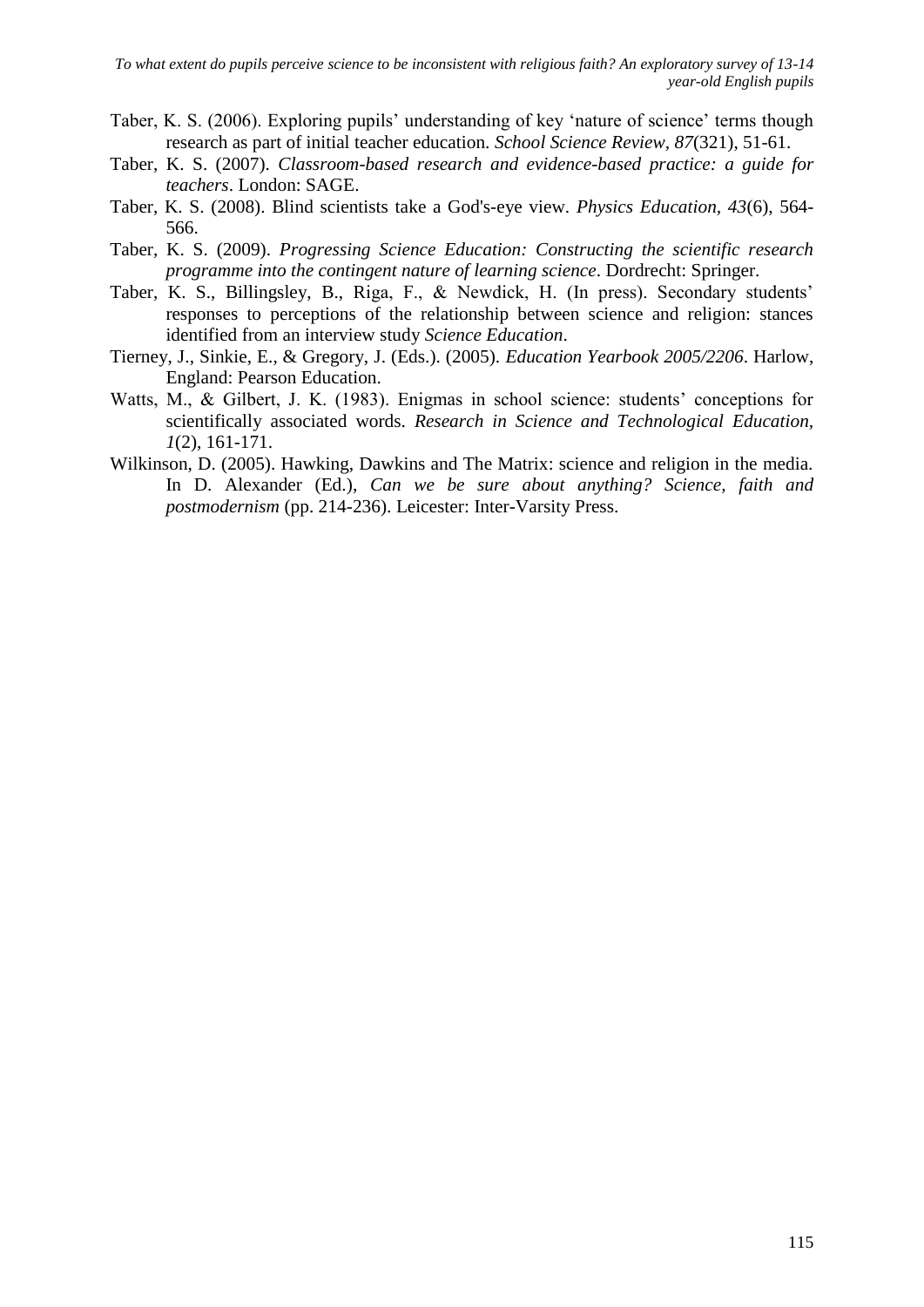Taber, K. S. (2006). Exploring pupils' understanding of key 'nature of science' terms though research as part of initial teacher education. *School Science Review, 87*(321), 51-61.

Taber, K. S. (2007). *Classroom-based research and evidence-based practice: a guide for teachers*. London: SAGE.

Taber, K. S. (2008). Blind scientists take a God's-eye view. *Physics Education, 43*(6), 564-566.

Taber, K. S. (2009). *Progressing Science Education: Constructing the scientific research programme into the contingent nature of learning science*. Dordrecht: Springer.

Taber, K. S., Billingsley, B., Riga, F., & Newdick, H. (In press). Secondary students' responses to perceptions of the relationship between science and religion: stances identified from an interview study *Science Education*.

Tierney, J., Sinkie, E., & Gregory, J. (Eds.). (2005). *Education Yearbook 2005/2206*. Harlow, England: Pearson Education.

Watts, M., & Gilbert, J. K. (1983). Enigmas in school science: students' conceptions for scientifically associated words. *Research in Science and Technological Education, 1*(2), 161-171.

Wilkinson, D. (2005). Hawking, Dawkins and The Matrix: science and religion in the media. In D. Alexander (Ed.), *Can we be sure about anything? Science, faith and postmodernism* (pp. 214-236). Leicester: Inter-Varsity Press.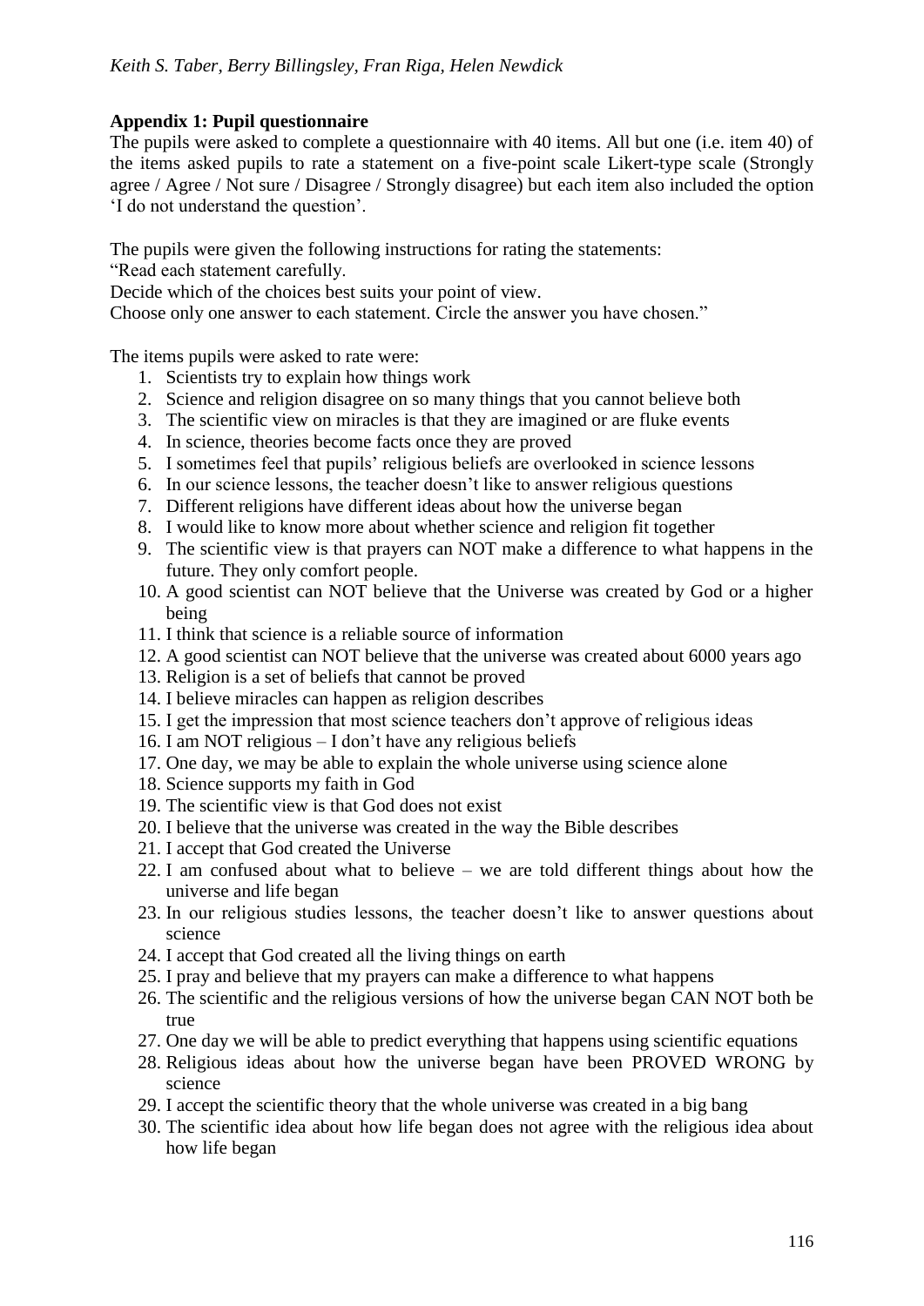**Appendix 1: Pupil questionnaire**

The pupils were asked to complete a questionnaire with 40 items. All but one (i.e. item 40) of the items asked pupils to rate a statement on a five-point scale Likert-type scale (Strongly agree / Agree / Not sure / Disagree / Strongly disagree) but each item also included the option 'I do not understand the question'.

The pupils were given the following instructions for rating the statements:
"Read each statement carefully.
Decide which of the choices best suits your point of view.
Choose only one answer to each statement. Circle the answer you have chosen."

The items pupils were asked to rate were:

1. Scientists try to explain how things work
2. Science and religion disagree on so many things that you cannot believe both
3. The scientific view on miracles is that they are imagined or are fluke events
4. In science, theories become facts once they are proved
5. I sometimes feel that pupils' religious beliefs are overlooked in science lessons
6. In our science lessons, the teacher doesn't like to answer religious questions
7. Different religions have different ideas about how the universe began
8. I would like to know more about whether science and religion fit together
9. The scientific view is that prayers can NOT make a difference to what happens in the future. They only comfort people.
10. A good scientist can NOT believe that the Universe was created by God or a higher being
11. I think that science is a reliable source of information
12. A good scientist can NOT believe that the universe was created about 6000 years ago
13. Religion is a set of beliefs that cannot be proved
14. I believe miracles can happen as religion describes
15. I get the impression that most science teachers don't approve of religious ideas
16. I am NOT religious – I don't have any religious beliefs
17. One day, we may be able to explain the whole universe using science alone
18. Science supports my faith in God
19. The scientific view is that God does not exist
20. I believe that the universe was created in the way the Bible describes
21. I accept that God created the Universe
22. I am confused about what to believe – we are told different things about how the universe and life began
23. In our religious studies lessons, the teacher doesn't like to answer questions about science
24. I accept that God created all the living things on earth
25. I pray and believe that my prayers can make a difference to what happens
26. The scientific and the religious versions of how the universe began CAN NOT both be true
27. One day we will be able to predict everything that happens using scientific equations
28. Religious ideas about how the universe began have been PROVED WRONG by science
29. I accept the scientific theory that the whole universe was created in a big bang
30. The scientific idea about how life began does not agree with the religious idea about how life began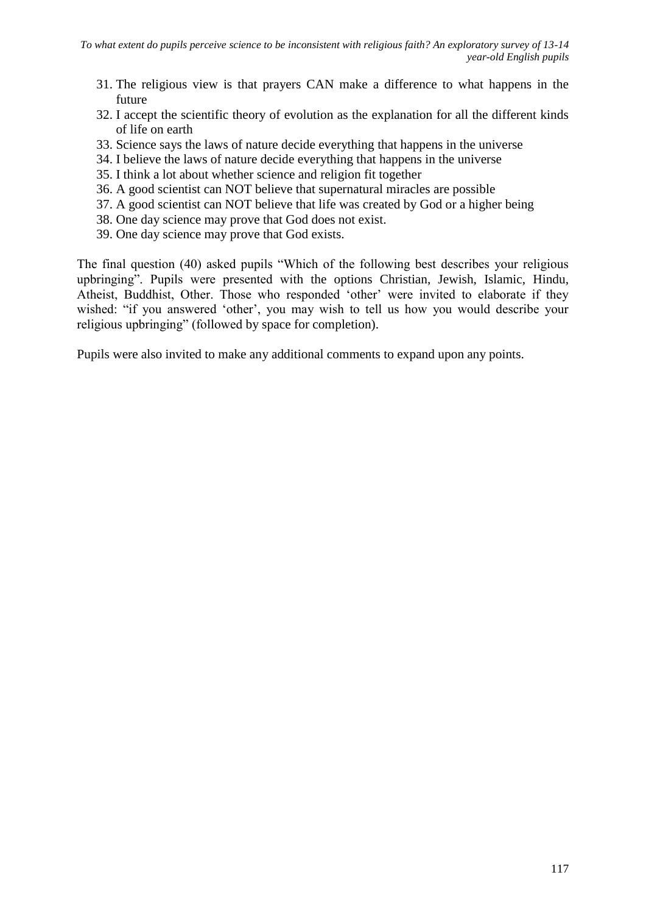31. The religious view is that prayers CAN make a difference to what happens in the future
32. I accept the scientific theory of evolution as the explanation for all the different kinds of life on earth
33. Science says the laws of nature decide everything that happens in the universe
34. I believe the laws of nature decide everything that happens in the universe
35. I think a lot about whether science and religion fit together
36. A good scientist can NOT believe that supernatural miracles are possible
37. A good scientist can NOT believe that life was created by God or a higher being
38. One day science may prove that God does not exist.
39. One day science may prove that God exists.

The final question (40) asked pupils "Which of the following best describes your religious upbringing". Pupils were presented with the options Christian, Jewish, Islamic, Hindu, Atheist, Buddhist, Other. Those who responded 'other' were invited to elaborate if they wished: "if you answered 'other', you may wish to tell us how you would describe your religious upbringing" (followed by space for completion).

Pupils were also invited to make any additional comments to expand upon any points.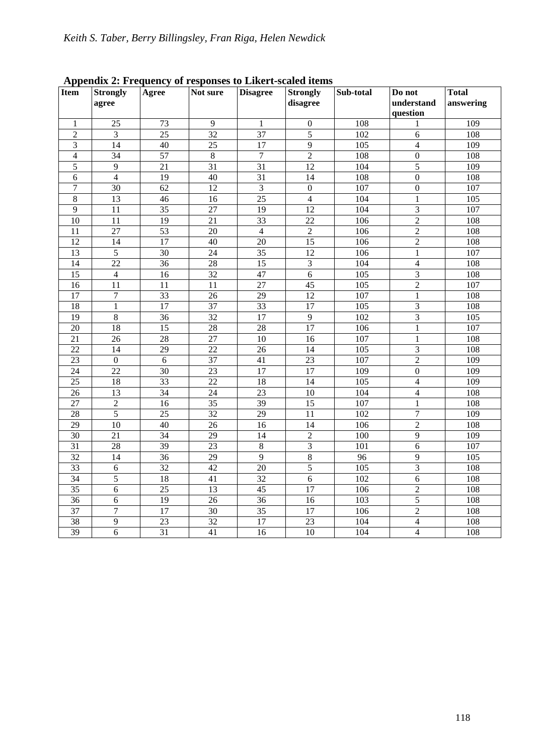## Appendix 2: Frequency of responses to Likert-scaled items

| Item | Strongly agree | Agree | Not sure | Disagree | Strongly disagree | Sub-total | Do not understand question | Total answering |
|---|---|---|---|---|---|---|---|---|
| 1 | 25 | 73 | 9 | 1 | 0 | 108 | 1 | 109 |
| 2 | 3 | 25 | 32 | 37 | 5 | 102 | 6 | 108 |
| 3 | 14 | 40 | 25 | 17 | 9 | 105 | 4 | 109 |
| 4 | 34 | 57 | 8 | 7 | 2 | 108 | 0 | 108 |
| 5 | 9 | 21 | 31 | 31 | 12 | 104 | 5 | 109 |
| 6 | 4 | 19 | 40 | 31 | 14 | 108 | 0 | 108 |
| 7 | 30 | 62 | 12 | 3 | 0 | 107 | 0 | 107 |
| 8 | 13 | 46 | 16 | 25 | 4 | 104 | 1 | 105 |
| 9 | 11 | 35 | 27 | 19 | 12 | 104 | 3 | 107 |
| 10 | 11 | 19 | 21 | 33 | 22 | 106 | 2 | 108 |
| 11 | 27 | 53 | 20 | 4 | 2 | 106 | 2 | 108 |
| 12 | 14 | 17 | 40 | 20 | 15 | 106 | 2 | 108 |
| 13 | 5 | 30 | 24 | 35 | 12 | 106 | 1 | 107 |
| 14 | 22 | 36 | 28 | 15 | 3 | 104 | 4 | 108 |
| 15 | 4 | 16 | 32 | 47 | 6 | 105 | 3 | 108 |
| 16 | 11 | 11 | 11 | 27 | 45 | 105 | 2 | 107 |
| 17 | 7 | 33 | 26 | 29 | 12 | 107 | 1 | 108 |
| 18 | 1 | 17 | 37 | 33 | 17 | 105 | 3 | 108 |
| 19 | 8 | 36 | 32 | 17 | 9 | 102 | 3 | 105 |
| 20 | 18 | 15 | 28 | 28 | 17 | 106 | 1 | 107 |
| 21 | 26 | 28 | 27 | 10 | 16 | 107 | 1 | 108 |
| 22 | 14 | 29 | 22 | 26 | 14 | 105 | 3 | 108 |
| 23 | 0 | 6 | 37 | 41 | 23 | 107 | 2 | 109 |
| 24 | 22 | 30 | 23 | 17 | 17 | 109 | 0 | 109 |
| 25 | 18 | 33 | 22 | 18 | 14 | 105 | 4 | 109 |
| 26 | 13 | 34 | 24 | 23 | 10 | 104 | 4 | 108 |
| 27 | 2 | 16 | 35 | 39 | 15 | 107 | 1 | 108 |
| 28 | 5 | 25 | 32 | 29 | 11 | 102 | 7 | 109 |
| 29 | 10 | 40 | 26 | 16 | 14 | 106 | 2 | 108 |
| 30 | 21 | 34 | 29 | 14 | 2 | 100 | 9 | 109 |
| 31 | 28 | 39 | 23 | 8 | 3 | 101 | 6 | 107 |
| 32 | 14 | 36 | 29 | 9 | 8 | 96 | 9 | 105 |
| 33 | 6 | 32 | 42 | 20 | 5 | 105 | 3 | 108 |
| 34 | 5 | 18 | 41 | 32 | 6 | 102 | 6 | 108 |
| 35 | 6 | 25 | 13 | 45 | 17 | 106 | 2 | 108 |
| 36 | 6 | 19 | 26 | 36 | 16 | 103 | 5 | 108 |
| 37 | 7 | 17 | 30 | 35 | 17 | 106 | 2 | 108 |
| 38 | 9 | 23 | 32 | 17 | 23 | 104 | 4 | 108 |
| 39 | 6 | 31 | 41 | 16 | 10 | 104 | 4 | 108 |